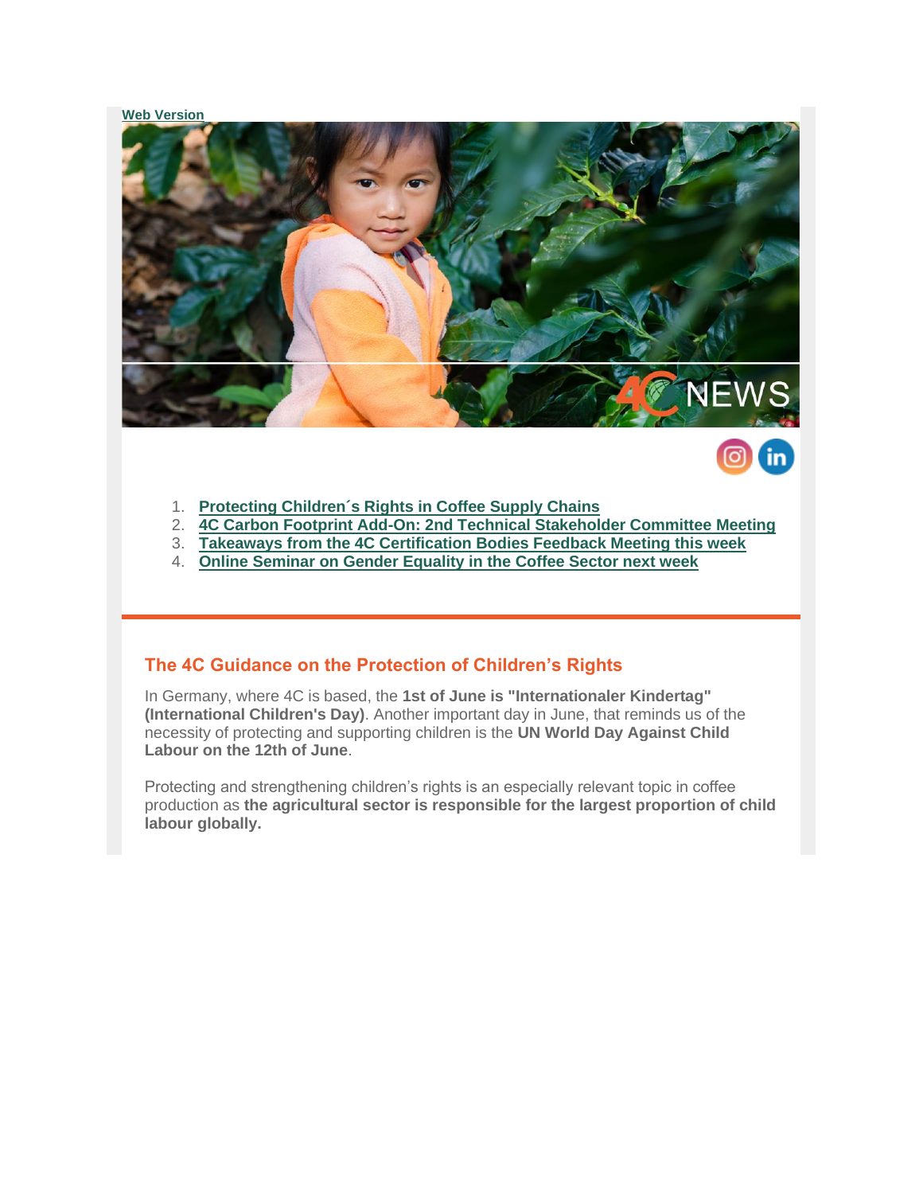Web Version

1. Protecting Children´s Rights in Coffee Supply Chains
2. 4C Carbon Footprint Add-On: 2nd Technical Stakeholder Committee Meeting
3. Takeaways from the 4C Certification Bodies Feedback Meeting this week
4. Online Seminar on Gender Equality in the Coffee Sector next week

## The 4C Guidance on the Protection of Children's Rights

In Germany, where 4C is based, the **1st of June is "Internationaler Kindertag" (International Children's Day)**. Another important day in June, that reminds us of the necessity of protecting and supporting children is the **UN World Day Against Child Labour on the 12th of June**.

Protecting and strengthening children's rights is an especially relevant topic in coffee production as **the agricultural sector is responsible for the largest proportion of child labour globally.**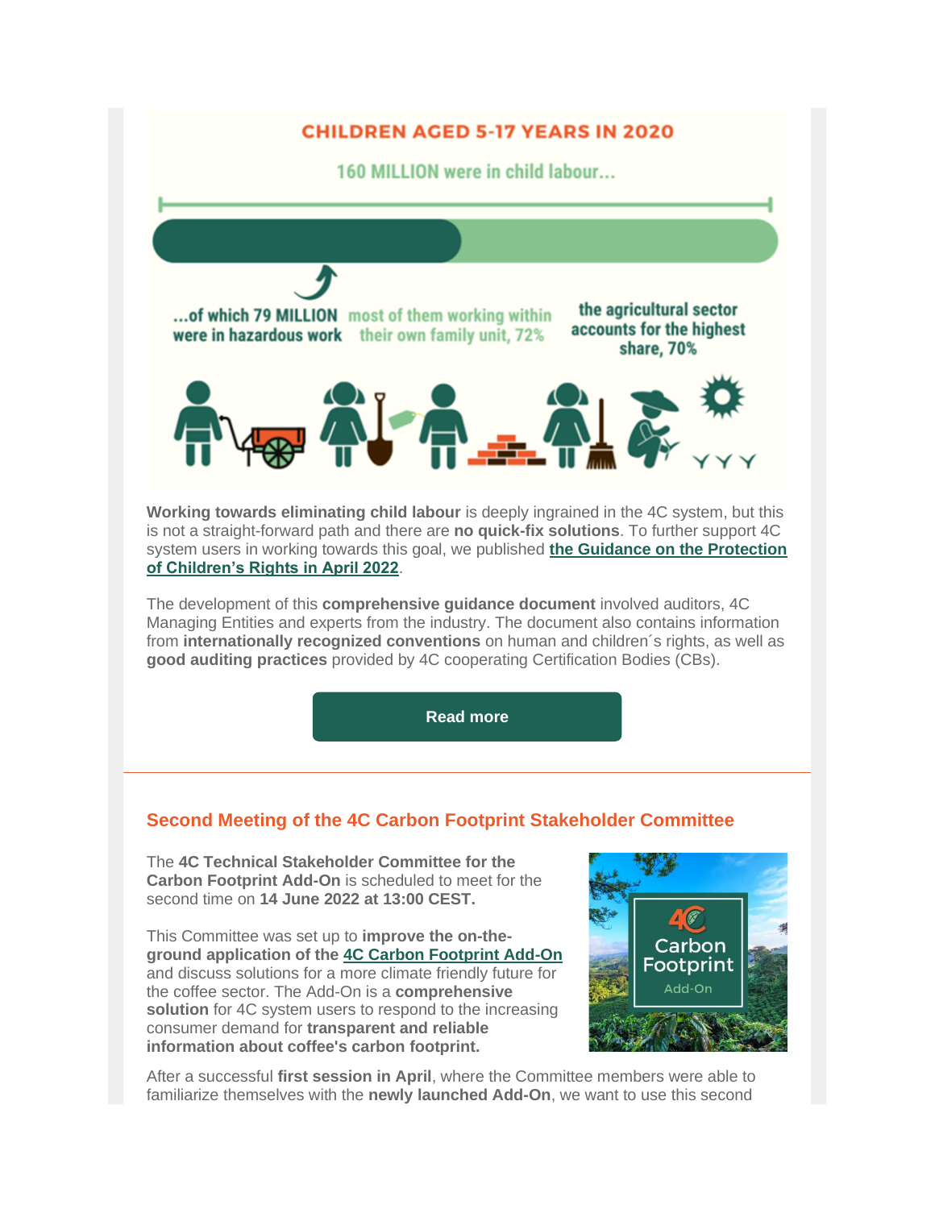CHILDREN AGED 5-17 YEARS IN 2020

160 MILLION were in child labour...

...of which 79 MILLION were in hazardous work

most of them working within their own family unit, 72%

the agricultural sector accounts for the highest share, 70%

**Working towards eliminating child labour** is deeply ingrained in the 4C system, but this is not a straight-forward path and there are **no quick-fix solutions**. To further support 4C system users in working towards this goal, we published **the Guidance on the Protection of Children's Rights in April 2022**.

The development of this **comprehensive guidance document** involved auditors, 4C Managing Entities and experts from the industry. The document also contains information from **internationally recognized conventions** on human and children´s rights, as well as **good auditing practices** provided by 4C cooperating Certification Bodies (CBs).

**Read more**

---

## Second Meeting of the 4C Carbon Footprint Stakeholder Committee

The **4C Technical Stakeholder Committee for the Carbon Footprint Add-On** is scheduled to meet for the second time on **14 June 2022 at 13:00 CEST.**

This Committee was set up to **improve the on-the-ground application of the 4C Carbon Footprint Add-On** and discuss solutions for a more climate friendly future for the coffee sector. The Add-On is a **comprehensive solution** for 4C system users to respond to the increasing consumer demand for **transparent and reliable information about coffee's carbon footprint.**

4C Carbon Footprint Add-On

After a successful **first session in April**, where the Committee members were able to familiarize themselves with the **newly launched Add-On**, we want to use this second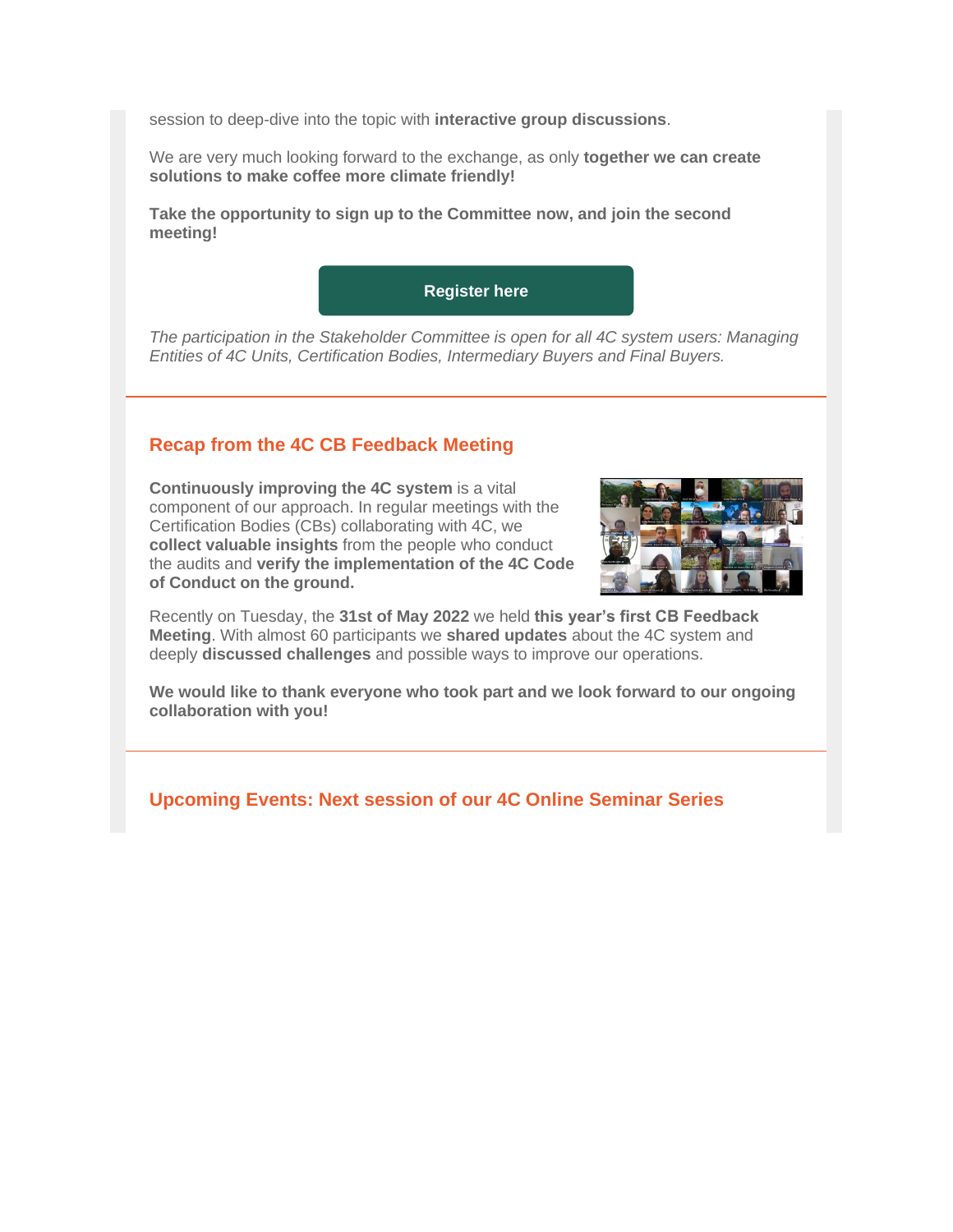session to deep-dive into the topic with **interactive group discussions**.

We are very much looking forward to the exchange, as only **together we can create solutions to make coffee more climate friendly!**

**Take the opportunity to sign up to the Committee now, and join the second meeting!**

**Register here**

*The participation in the Stakeholder Committee is open for all 4C system users: Managing Entities of 4C Units, Certification Bodies, Intermediary Buyers and Final Buyers.*

---

## Recap from the 4C CB Feedback Meeting

**Continuously improving the 4C system** is a vital component of our approach. In regular meetings with the Certification Bodies (CBs) collaborating with 4C, we **collect valuable insights** from the people who conduct the audits and **verify the implementation of the 4C Code of Conduct on the ground.**

Recently on Tuesday, the **31st of May 2022** we held **this year's first CB Feedback Meeting**. With almost 60 participants we **shared updates** about the 4C system and deeply **discussed challenges** and possible ways to improve our operations.

**We would like to thank everyone who took part and we look forward to our ongoing collaboration with you!**

---

## Upcoming Events: Next session of our 4C Online Seminar Series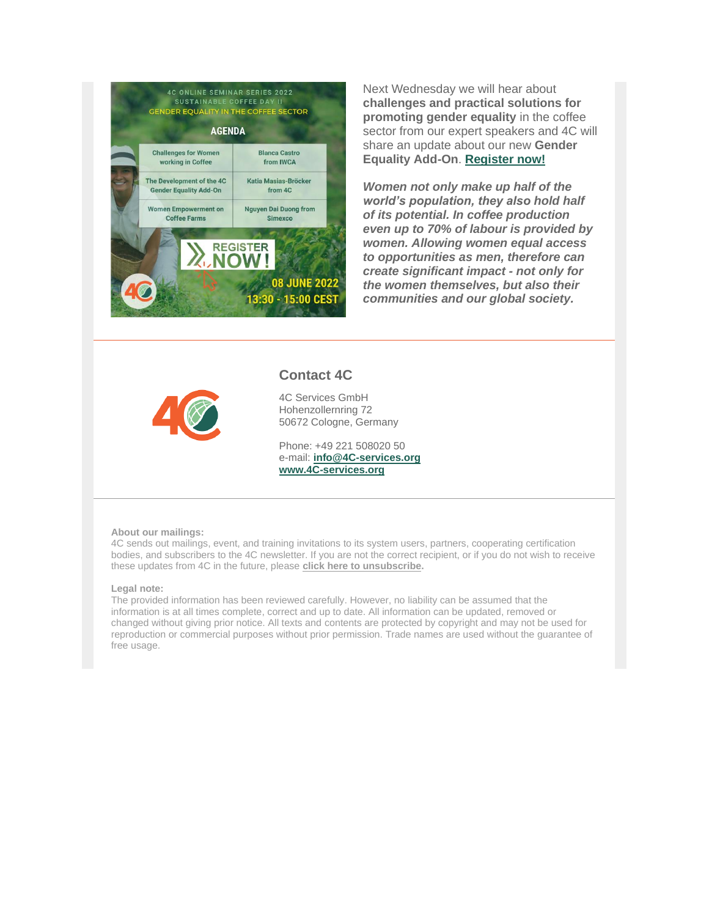4C ONLINE SEMINAR SERIES 2022
SUSTAINABLE COFFEE DAY II
GENDER EQUALITY IN THE COFFEE SECTOR

AGENDA

| | |
|---|---|
| Challenges for Women working in Coffee | Blanca Castro from IWCA |
| The Development of the 4C Gender Equality Add-On | Katia Masias-Bröcker from 4C |
| Women Empowerment on Coffee Farms | Nguyen Dai Duong from Simexco |

REGISTER NOW!

08 JUNE 2022
13:30 - 15:00 CEST

Next Wednesday we will hear about **challenges and practical solutions for promoting gender equality** in the coffee sector from our expert speakers and 4C will share an update about our new **Gender Equality Add-On**. **Register now!**

***Women not only make up half of the world's population, they also hold half of its potential. In coffee production even up to 70% of labour is provided by women. Allowing women equal access to opportunities as men, therefore can create significant impact - not only for the women themselves, but also their communities and our global society.***

---

## Contact 4C

4C Services GmbH
Hohenzollernring 72
50672 Cologne, Germany

Phone: +49 221 508020 50
e-mail: **info@4C-services.org**
**www.4C-services.org**

---

**About our mailings:**
4C sends out mailings, event, and training invitations to its system users, partners, cooperating certification bodies, and subscribers to the 4C newsletter. If you are not the correct recipient, or if you do not wish to receive these updates from 4C in the future, please **click here to unsubscribe**.

**Legal note:**
The provided information has been reviewed carefully. However, no liability can be assumed that the information is at all times complete, correct and up to date. All information can be updated, removed or changed without giving prior notice. All texts and contents are protected by copyright and may not be used for reproduction or commercial purposes without prior permission. Trade names are used without the guarantee of free usage.